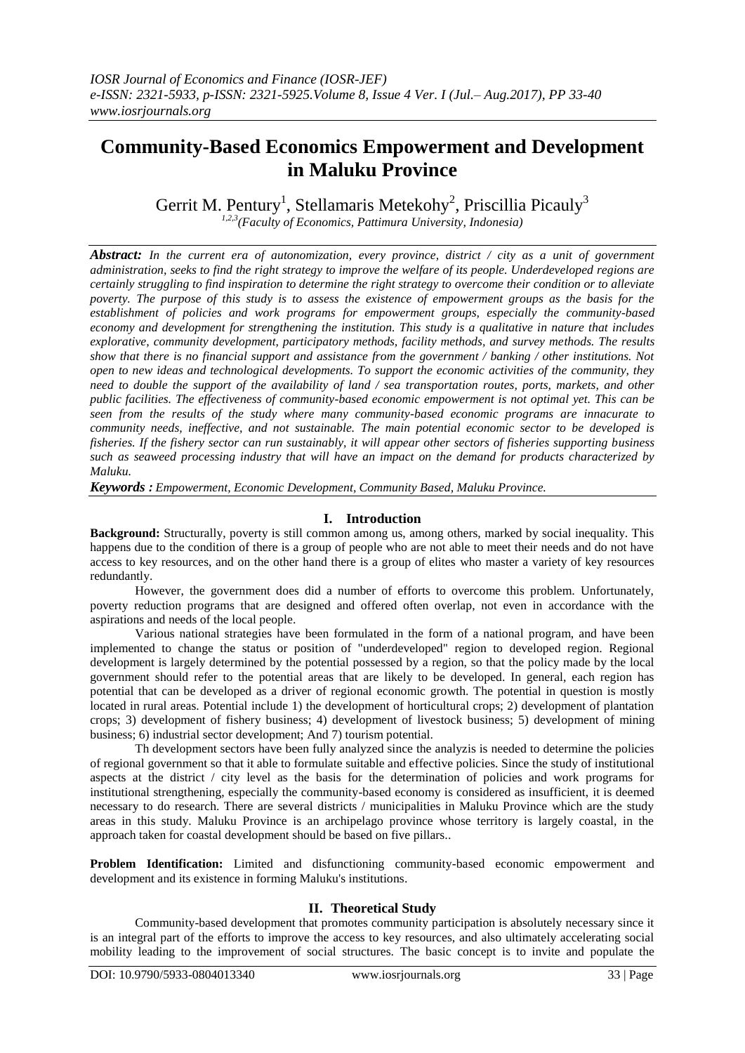# Community-Based Economics Empowerment and Development in Maluku Province

Gerrit M. Pentury[1], Stellamaris Metekohy[2], Priscillia Picauly[3]

[1,2,3](Faculty of Economics, Pattimura University, Indonesia)

***Abstract:*** *In the current era of autonomization, every province, district / city as a unit of government administration, seeks to find the right strategy to improve the welfare of its people. Underdeveloped regions are certainly struggling to find inspiration to determine the right strategy to overcome their condition or to alleviate poverty. The purpose of this study is to assess the existence of empowerment groups as the basis for the establishment of policies and work programs for empowerment groups, especially the community-based economy and development for strengthening the institution. This study is a qualitative in nature that includes explorative, community development, participatory methods, facility methods, and survey methods. The results show that there is no financial support and assistance from the government / banking / other institutions. Not open to new ideas and technological developments. To support the economic activities of the community, they need to double the support of the availability of land / sea transportation routes, ports, markets, and other public facilities. The effectiveness of community-based economic empowerment is not optimal yet. This can be seen from the results of the study where many community-based economic programs are innacurate to community needs, ineffective, and not sustainable. The main potential economic sector to be developed is fisheries. If the fishery sector can run sustainably, it will appear other sectors of fisheries supporting business such as seaweed processing industry that will have an impact on the demand for products characterized by Maluku.*

***Keywords :*** *Empowerment, Economic Development, Community Based, Maluku Province.*

## I. Introduction

**Background:** Structurally, poverty is still common among us, among others, marked by social inequality. This happens due to the condition of there is a group of people who are not able to meet their needs and do not have access to key resources, and on the other hand there is a group of elites who master a variety of key resources redundantly.

However, the government does did a number of efforts to overcome this problem. Unfortunately, poverty reduction programs that are designed and offered often overlap, not even in accordance with the aspirations and needs of the local people.

Various national strategies have been formulated in the form of a national program, and have been implemented to change the status or position of "underdeveloped" region to developed region. Regional development is largely determined by the potential possessed by a region, so that the policy made by the local government should refer to the potential areas that are likely to be developed. In general, each region has potential that can be developed as a driver of regional economic growth. The potential in question is mostly located in rural areas. Potential include 1) the development of horticultural crops; 2) development of plantation crops; 3) development of fishery business; 4) development of livestock business; 5) development of mining business; 6) industrial sector development; And 7) tourism potential.

Th development sectors have been fully analyzed since the analyzis is needed to determine the policies of regional government so that it able to formulate suitable and effective policies. Since the study of institutional aspects at the district / city level as the basis for the determination of policies and work programs for institutional strengthening, especially the community-based economy is considered as insufficient, it is deemed necessary to do research. There are several districts / municipalities in Maluku Province which are the study areas in this study. Maluku Province is an archipelago province whose territory is largely coastal, in the approach taken for coastal development should be based on five pillars..

**Problem Identification:** Limited and disfunctioning community-based economic empowerment and development and its existence in forming Maluku's institutions.

## II. Theoretical Study

Community-based development that promotes community participation is absolutely necessary since it is an integral part of the efforts to improve the access to key resources, and also ultimately accelerating social mobility leading to the improvement of social structures. The basic concept is to invite and populate the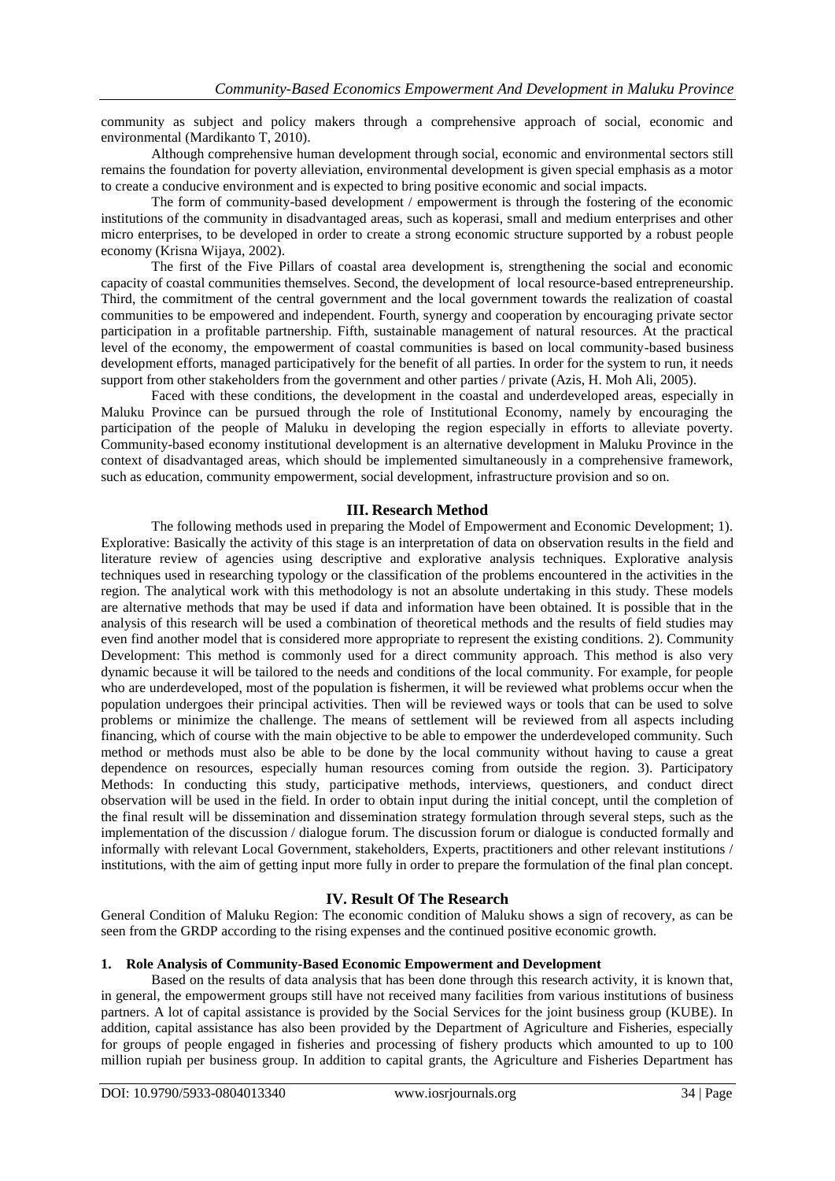community as subject and policy makers through a comprehensive approach of social, economic and environmental (Mardikanto T, 2010).

Although comprehensive human development through social, economic and environmental sectors still remains the foundation for poverty alleviation, environmental development is given special emphasis as a motor to create a conducive environment and is expected to bring positive economic and social impacts.

The form of community-based development / empowerment is through the fostering of the economic institutions of the community in disadvantaged areas, such as koperasi, small and medium enterprises and other micro enterprises, to be developed in order to create a strong economic structure supported by a robust people economy (Krisna Wijaya, 2002).

The first of the Five Pillars of coastal area development is, strengthening the social and economic capacity of coastal communities themselves. Second, the development of local resource-based entrepreneurship. Third, the commitment of the central government and the local government towards the realization of coastal communities to be empowered and independent. Fourth, synergy and cooperation by encouraging private sector participation in a profitable partnership. Fifth, sustainable management of natural resources. At the practical level of the economy, the empowerment of coastal communities is based on local community-based business development efforts, managed participatively for the benefit of all parties. In order for the system to run, it needs support from other stakeholders from the government and other parties / private (Azis, H. Moh Ali, 2005).

Faced with these conditions, the development in the coastal and underdeveloped areas, especially in Maluku Province can be pursued through the role of Institutional Economy, namely by encouraging the participation of the people of Maluku in developing the region especially in efforts to alleviate poverty. Community-based economy institutional development is an alternative development in Maluku Province in the context of disadvantaged areas, which should be implemented simultaneously in a comprehensive framework, such as education, community empowerment, social development, infrastructure provision and so on.

## III. Research Method

The following methods used in preparing the Model of Empowerment and Economic Development; 1). Explorative: Basically the activity of this stage is an interpretation of data on observation results in the field and literature review of agencies using descriptive and explorative analysis techniques. Explorative analysis techniques used in researching typology or the classification of the problems encountered in the activities in the region. The analytical work with this methodology is not an absolute undertaking in this study. These models are alternative methods that may be used if data and information have been obtained. It is possible that in the analysis of this research will be used a combination of theoretical methods and the results of field studies may even find another model that is considered more appropriate to represent the existing conditions. 2). Community Development: This method is commonly used for a direct community approach. This method is also very dynamic because it will be tailored to the needs and conditions of the local community. For example, for people who are underdeveloped, most of the population is fishermen, it will be reviewed what problems occur when the population undergoes their principal activities. Then will be reviewed ways or tools that can be used to solve problems or minimize the challenge. The means of settlement will be reviewed from all aspects including financing, which of course with the main objective to be able to empower the underdeveloped community. Such method or methods must also be able to be done by the local community without having to cause a great dependence on resources, especially human resources coming from outside the region. 3). Participatory Methods: In conducting this study, participative methods, interviews, questioners, and conduct direct observation will be used in the field. In order to obtain input during the initial concept, until the completion of the final result will be dissemination and dissemination strategy formulation through several steps, such as the implementation of the discussion / dialogue forum. The discussion forum or dialogue is conducted formally and informally with relevant Local Government, stakeholders, Experts, practitioners and other relevant institutions / institutions, with the aim of getting input more fully in order to prepare the formulation of the final plan concept.

## IV. Result Of The Research

General Condition of Maluku Region: The economic condition of Maluku shows a sign of recovery, as can be seen from the GRDP according to the rising expenses and the continued positive economic growth.

### 1. Role Analysis of Community-Based Economic Empowerment and Development

Based on the results of data analysis that has been done through this research activity, it is known that, in general, the empowerment groups still have not received many facilities from various institutions of business partners. A lot of capital assistance is provided by the Social Services for the joint business group (KUBE). In addition, capital assistance has also been provided by the Department of Agriculture and Fisheries, especially for groups of people engaged in fisheries and processing of fishery products which amounted to up to 100 million rupiah per business group. In addition to capital grants, the Agriculture and Fisheries Department has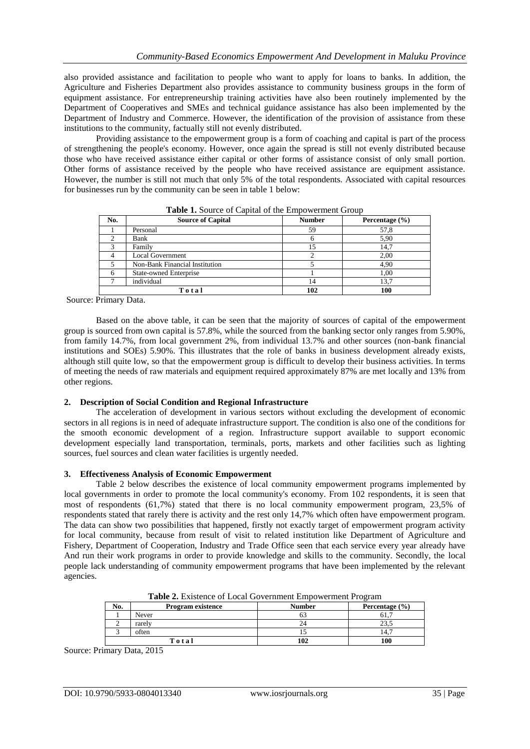also provided assistance and facilitation to people who want to apply for loans to banks. In addition, the Agriculture and Fisheries Department also provides assistance to community business groups in the form of equipment assistance. For entrepreneurship training activities have also been routinely implemented by the Department of Cooperatives and SMEs and technical guidance assistance has also been implemented by the Department of Industry and Commerce. However, the identification of the provision of assistance from these institutions to the community, factually still not evenly distributed.

Providing assistance to the empowerment group is a form of coaching and capital is part of the process of strengthening the people's economy. However, once again the spread is still not evenly distributed because those who have received assistance either capital or other forms of assistance consist of only small portion. Other forms of assistance received by the people who have received assistance are equipment assistance. However, the number is still not much that only 5% of the total respondents. Associated with capital resources for businesses run by the community can be seen in table 1 below:

**Table 1.** Source of Capital of the Empowerment Group

| No. | Source of Capital | Number | Percentage (%) |
|---|---|---|---|
| 1 | Personal | 59 | 57,8 |
| 2 | Bank | 6 | 5,90 |
| 3 | Family | 15 | 14,7 |
| 4 | Local Government | 2 | 2,00 |
| 5 | Non-Bank Financial Institution | 5 | 4,90 |
| 6 | State-owned Enterprise | 1 | 1,00 |
| 7 | individual | 14 | 13,7 |
| | **T o t a l** | **102** | **100** |

Source: Primary Data.

Based on the above table, it can be seen that the majority of sources of capital of the empowerment group is sourced from own capital is 57.8%, while the sourced from the banking sector only ranges from 5.90%, from family 14.7%, from local government 2%, from individual 13.7% and other sources (non-bank financial institutions and SOEs) 5.90%. This illustrates that the role of banks in business development already exists, although still quite low, so that the empowerment group is difficult to develop their business activities. In terms of meeting the needs of raw materials and equipment required approximately 87% are met locally and 13% from other regions.

### 2. Description of Social Condition and Regional Infrastructure

The acceleration of development in various sectors without excluding the development of economic sectors in all regions is in need of adequate infrastructure support. The condition is also one of the conditions for the smooth economic development of a region. Infrastructure support available to support economic development especially land transportation, terminals, ports, markets and other facilities such as lighting sources, fuel sources and clean water facilities is urgently needed.

### 3. Effectiveness Analysis of Economic Empowerment

Table 2 below describes the existence of local community empowerment programs implemented by local governments in order to promote the local community's economy. From 102 respondents, it is seen that most of respondents (61,7%) stated that there is no local community empowerment program, 23,5% of respondents stated that rarely there is activity and the rest only 14,7% which often have empowerment program. The data can show two possibilities that happened, firstly not exactly target of empowerment program activity for local community, because from result of visit to related institution like Department of Agriculture and Fishery, Department of Cooperation, Industry and Trade Office seen that each service every year already have And run their work programs in order to provide knowledge and skills to the community. Secondly, the local people lack understanding of community empowerment programs that have been implemented by the relevant agencies.

**Table 2.** Existence of Local Government Empowerment Program

| No. | Program existence | Number | Percentage (%) |
|---|---|---|---|
| 1 | Never | 63 | 61,7 |
| 2 | rarely | 24 | 23,5 |
| 3 | often | 15 | 14,7 |
| | **T o t a l** | **102** | **100** |

Source: Primary Data, 2015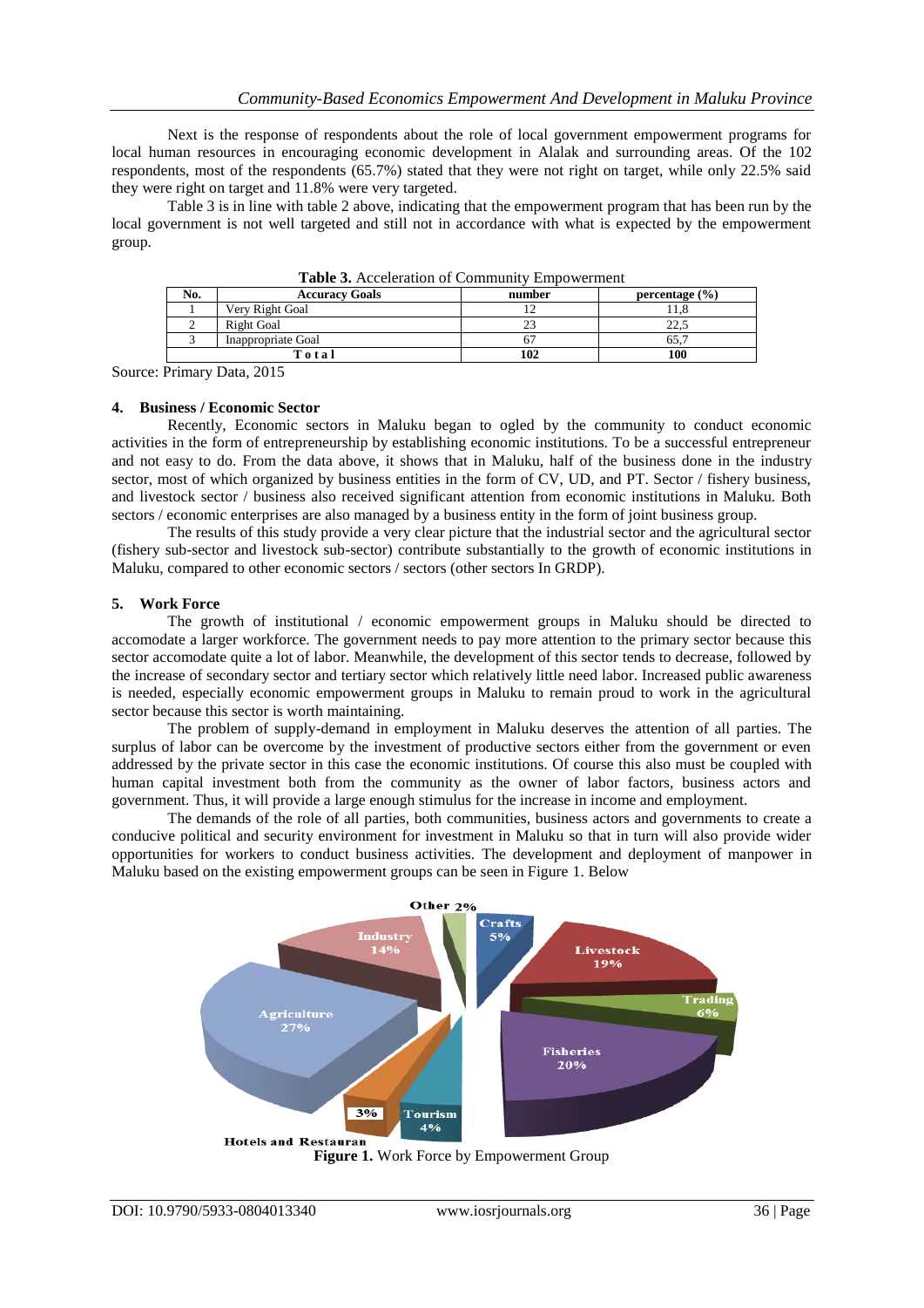Next is the response of respondents about the role of local government empowerment programs for local human resources in encouraging economic development in Alalak and surrounding areas. Of the 102 respondents, most of the respondents (65.7%) stated that they were not right on target, while only 22.5% said they were right on target and 11.8% were very targeted.

Table 3 is in line with table 2 above, indicating that the empowerment program that has been run by the local government is not well targeted and still not in accordance with what is expected by the empowerment group.

**Table 3.** Acceleration of Community Empowerment

| No. | Accuracy Goals | number | percentage (%) |
|---|---|---|---|
| 1 | Very Right Goal | 12 | 11,8 |
| 2 | Right Goal | 23 | 22,5 |
| 3 | Inappropriate Goal | 67 | 65,7 |
| Total | | 102 | 100 |

Source: Primary Data, 2015

### 4. Business / Economic Sector

Recently, Economic sectors in Maluku began to ogled by the community to conduct economic activities in the form of entrepreneurship by establishing economic institutions. To be a successful entrepreneur and not easy to do. From the data above, it shows that in Maluku, half of the business done in the industry sector, most of which organized by business entities in the form of CV, UD, and PT. Sector / fishery business, and livestock sector / business also received significant attention from economic institutions in Maluku. Both sectors / economic enterprises are also managed by a business entity in the form of joint business group.

The results of this study provide a very clear picture that the industrial sector and the agricultural sector (fishery sub-sector and livestock sub-sector) contribute substantially to the growth of economic institutions in Maluku, compared to other economic sectors / sectors (other sectors In GRDP).

### 5. Work Force

The growth of institutional / economic empowerment groups in Maluku should be directed to accomodate a larger workforce. The government needs to pay more attention to the primary sector because this sector accomodate quite a lot of labor. Meanwhile, the development of this sector tends to decrease, followed by the increase of secondary sector and tertiary sector which relatively little need labor. Increased public awareness is needed, especially economic empowerment groups in Maluku to remain proud to work in the agricultural sector because this sector is worth maintaining.

The problem of supply-demand in employment in Maluku deserves the attention of all parties. The surplus of labor can be overcome by the investment of productive sectors either from the government or even addressed by the private sector in this case the economic institutions. Of course this also must be coupled with human capital investment both from the community as the owner of labor factors, business actors and government. Thus, it will provide a large enough stimulus for the increase in income and employment.

The demands of the role of all parties, both communities, business actors and governments to create a conducive political and security environment for investment in Maluku so that in turn will also provide wider opportunities for workers to conduct business activities. The development and deployment of manpower in Maluku based on the existing empowerment groups can be seen in Figure 1. Below

Other 2%, Crafts 5%, Livestock 19%, Trading 6%, Fisheries 20%, Tourism 4%, 3% Hotels and Restauran, Agriculture 27%, Industry 14%

**Figure 1.** Work Force by Empowerment Group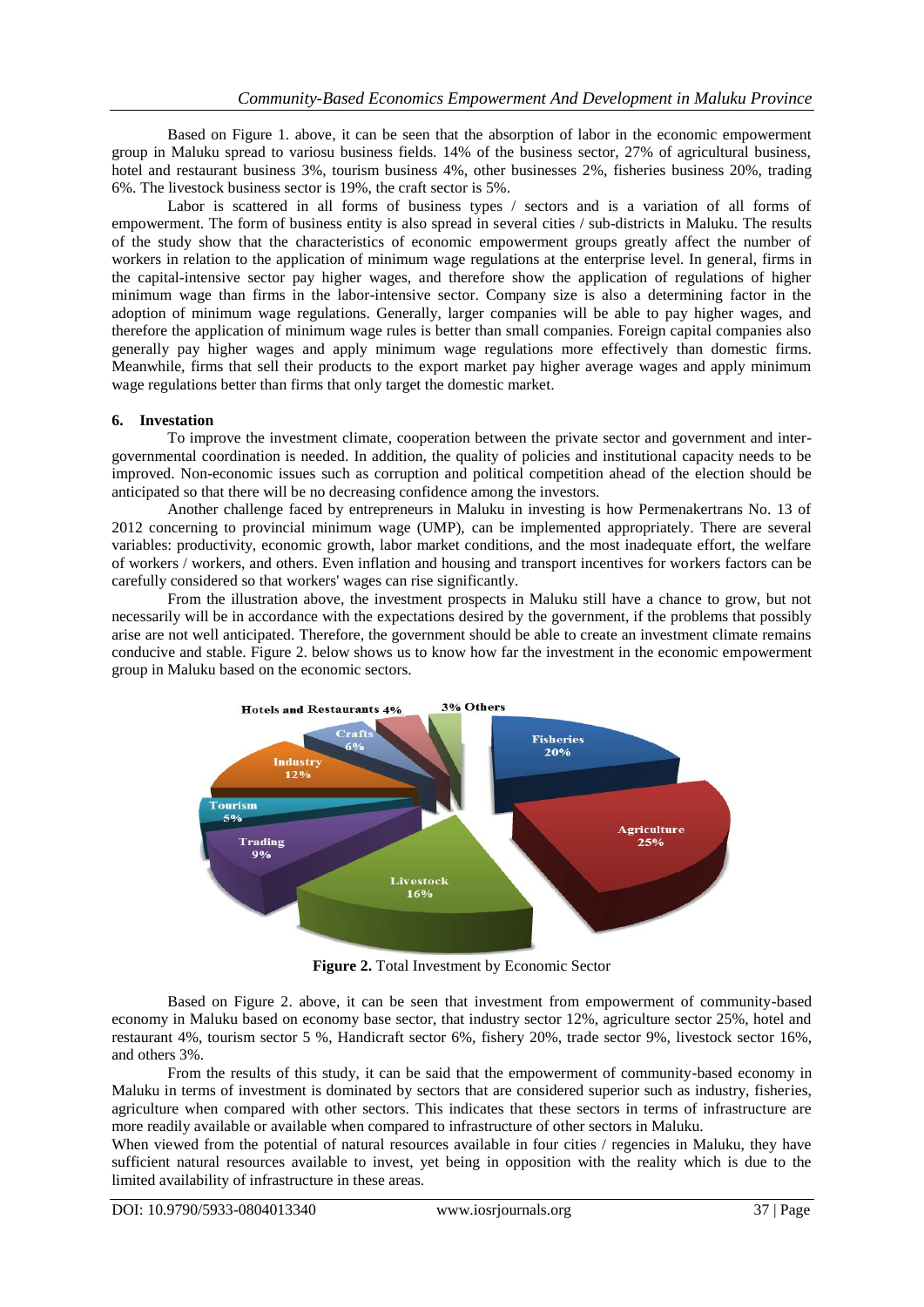Based on Figure 1. above, it can be seen that the absorption of labor in the economic empowerment group in Maluku spread to variosu business fields. 14% of the business sector, 27% of agricultural business, hotel and restaurant business 3%, tourism business 4%, other businesses 2%, fisheries business 20%, trading 6%. The livestock business sector is 19%, the craft sector is 5%.

Labor is scattered in all forms of business types / sectors and is a variation of all forms of empowerment. The form of business entity is also spread in several cities / sub-districts in Maluku. The results of the study show that the characteristics of economic empowerment groups greatly affect the number of workers in relation to the application of minimum wage regulations at the enterprise level. In general, firms in the capital-intensive sector pay higher wages, and therefore show the application of regulations of higher minimum wage than firms in the labor-intensive sector. Company size is also a determining factor in the adoption of minimum wage regulations. Generally, larger companies will be able to pay higher wages, and therefore the application of minimum wage rules is better than small companies. Foreign capital companies also generally pay higher wages and apply minimum wage regulations more effectively than domestic firms. Meanwhile, firms that sell their products to the export market pay higher average wages and apply minimum wage regulations better than firms that only target the domestic market.

## 6. Investation

To improve the investment climate, cooperation between the private sector and government and inter-governmental coordination is needed. In addition, the quality of policies and institutional capacity needs to be improved. Non-economic issues such as corruption and political competition ahead of the election should be anticipated so that there will be no decreasing confidence among the investors.

Another challenge faced by entrepreneurs in Maluku in investing is how Permenakertrans No. 13 of 2012 concerning to provincial minimum wage (UMP), can be implemented appropriately. There are several variables: productivity, economic growth, labor market conditions, and the most inadequate effort, the welfare of workers / workers, and others. Even inflation and housing and transport incentives for workers factors can be carefully considered so that workers' wages can rise significantly.

From the illustration above, the investment prospects in Maluku still have a chance to grow, but not necessarily will be in accordance with the expectations desired by the government, if the problems that possibly arise are not well anticipated. Therefore, the government should be able to create an investment climate remains conducive and stable. Figure 2. below shows us to know how far the investment in the economic empowerment group in Maluku based on the economic sectors.

**Figure 2.** Total Investment by Economic Sector

Based on Figure 2. above, it can be seen that investment from empowerment of community-based economy in Maluku based on economy base sector, that industry sector 12%, agriculture sector 25%, hotel and restaurant 4%, tourism sector 5 %, Handicraft sector 6%, fishery 20%, trade sector 9%, livestock sector 16%, and others 3%.

From the results of this study, it can be said that the empowerment of community-based economy in Maluku in terms of investment is dominated by sectors that are considered superior such as industry, fisheries, agriculture when compared with other sectors. This indicates that these sectors in terms of infrastructure are more readily available or available when compared to infrastructure of other sectors in Maluku.

When viewed from the potential of natural resources available in four cities / regencies in Maluku, they have sufficient natural resources available to invest, yet being in opposition with the reality which is due to the limited availability of infrastructure in these areas.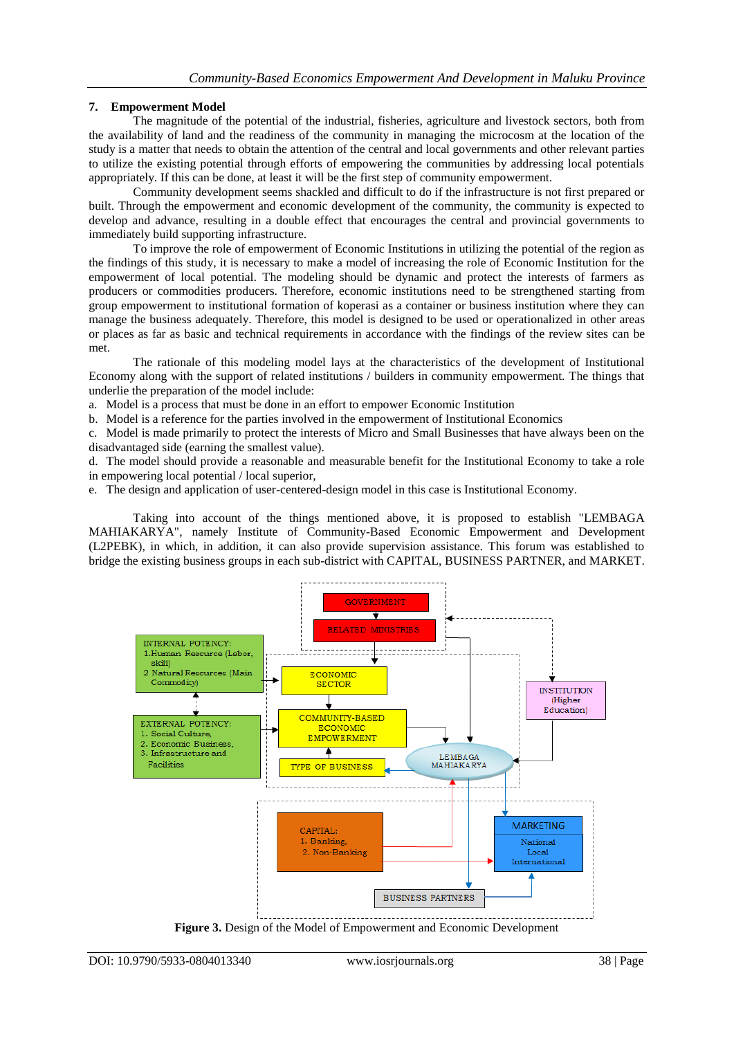## 7. Empowerment Model

The magnitude of the potential of the industrial, fisheries, agriculture and livestock sectors, both from the availability of land and the readiness of the community in managing the microcosm at the location of the study is a matter that needs to obtain the attention of the central and local governments and other relevant parties to utilize the existing potential through efforts of empowering the communities by addressing local potentials appropriately. If this can be done, at least it will be the first step of community empowerment.

Community development seems shackled and difficult to do if the infrastructure is not first prepared or built. Through the empowerment and economic development of the community, the community is expected to develop and advance, resulting in a double effect that encourages the central and provincial governments to immediately build supporting infrastructure.

To improve the role of empowerment of Economic Institutions in utilizing the potential of the region as the findings of this study, it is necessary to make a model of increasing the role of Economic Institution for the empowerment of local potential. The modeling should be dynamic and protect the interests of farmers as producers or commodities producers. Therefore, economic institutions need to be strengthened starting from group empowerment to institutional formation of koperasi as a container or business institution where they can manage the business adequately. Therefore, this model is designed to be used or operationalized in other areas or places as far as basic and technical requirements in accordance with the findings of the review sites can be met.

The rationale of this modeling model lays at the characteristics of the development of Institutional Economy along with the support of related institutions / builders in community empowerment. The things that underlie the preparation of the model include:

a. Model is a process that must be done in an effort to empower Economic Institution

b. Model is a reference for the parties involved in the empowerment of Institutional Economics

c. Model is made primarily to protect the interests of Micro and Small Businesses that have always been on the disadvantaged side (earning the smallest value).

d. The model should provide a reasonable and measurable benefit for the Institutional Economy to take a role in empowering local potential / local superior,

e. The design and application of user-centered-design model in this case is Institutional Economy.

Taking into account of the things mentioned above, it is proposed to establish "LEMBAGA MAHIAKARYA", namely Institute of Community-Based Economic Empowerment and Development (L2PEBK), in which, in addition, it can also provide supervision assistance. This forum was established to bridge the existing business groups in each sub-district with CAPITAL, BUSINESS PARTNER, and MARKET.

**Figure 3.** Design of the Model of Empowerment and Economic Development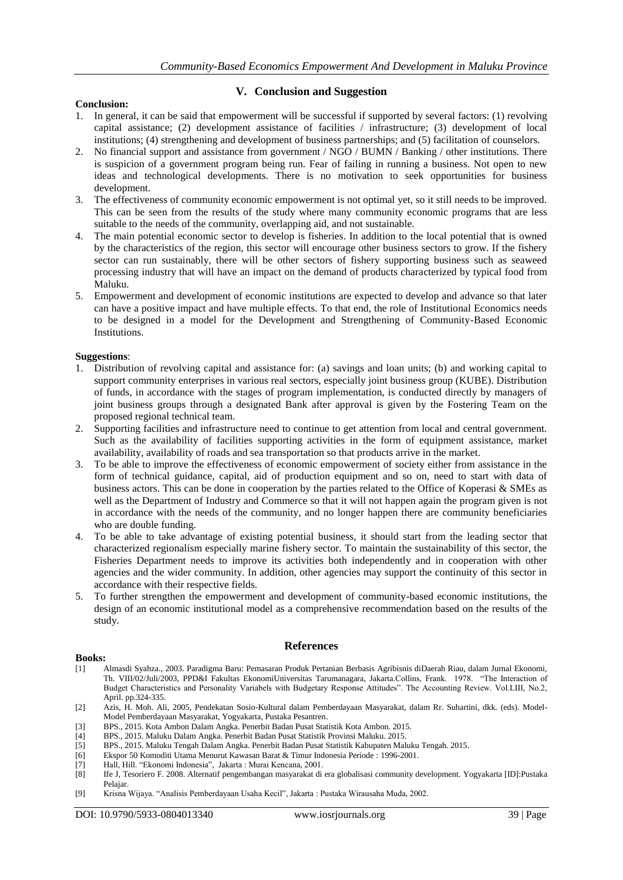## V. Conclusion and Suggestion

**Conclusion:**

1. In general, it can be said that empowerment will be successful if supported by several factors: (1) revolving capital assistance; (2) development assistance of facilities / infrastructure; (3) development of local institutions; (4) strengthening and development of business partnerships; and (5) facilitation of counselors.
2. No financial support and assistance from government / NGO / BUMN / Banking / other institutions. There is suspicion of a government program being run. Fear of failing in running a business. Not open to new ideas and technological developments. There is no motivation to seek opportunities for business development.
3. The effectiveness of community economic empowerment is not optimal yet, so it still needs to be improved. This can be seen from the results of the study where many community economic programs that are less suitable to the needs of the community, overlapping aid, and not sustainable.
4. The main potential economic sector to develop is fisheries. In addition to the local potential that is owned by the characteristics of the region, this sector will encourage other business sectors to grow. If the fishery sector can run sustainably, there will be other sectors of fishery supporting business such as seaweed processing industry that will have an impact on the demand of products characterized by typical food from Maluku.
5. Empowerment and development of economic institutions are expected to develop and advance so that later can have a positive impact and have multiple effects. To that end, the role of Institutional Economics needs to be designed in a model for the Development and Strengthening of Community-Based Economic Institutions.

**Suggestions**:

1. Distribution of revolving capital and assistance for: (a) savings and loan units; (b) and working capital to support community enterprises in various real sectors, especially joint business group (KUBE). Distribution of funds, in accordance with the stages of program implementation, is conducted directly by managers of joint business groups through a designated Bank after approval is given by the Fostering Team on the proposed regional technical team.
2. Supporting facilities and infrastructure need to continue to get attention from local and central government. Such as the availability of facilities supporting activities in the form of equipment assistance, market availability, availability of roads and sea transportation so that products arrive in the market.
3. To be able to improve the effectiveness of economic empowerment of society either from assistance in the form of technical guidance, capital, aid of production equipment and so on, need to start with data of business actors. This can be done in cooperation by the parties related to the Office of Koperasi & SMEs as well as the Department of Industry and Commerce so that it will not happen again the program given is not in accordance with the needs of the community, and no longer happen there are community beneficiaries who are double funding.
4. To be able to take advantage of existing potential business, it should start from the leading sector that characterized regionalism especially marine fishery sector. To maintain the sustainability of this sector, the Fisheries Department needs to improve its activities both independently and in cooperation with other agencies and the wider community. In addition, other agencies may support the continuity of this sector in accordance with their respective fields.
5. To further strengthen the empowerment and development of community-based economic institutions, the design of an economic institutional model as a comprehensive recommendation based on the results of the study.

## References

**Books:**

[1] Almasdi Syahza., 2003. Paradigma Baru: Pemasaran Produk Pertanian Berbasis Agribisnis diDaerah Riau, dalam Jurnal Ekonomi, Th. VIII/02/Juli/2003, PPD&I Fakultas EkonomiUniversitas Tarumanagara, Jakarta.Collins, Frank. 1978. "The Interaction of Budget Characteristics and Personality Variabels with Budgetary Response Attitudes". The Accounting Review. Vol.LIII, No.2, April. pp.324-335.

[2] Azis, H. Moh. Ali, 2005, Pendekatan Sosio-Kultural dalam Pemberdayaan Masyarakat, dalam Rr. Suhartini, dkk. (eds). Model-Model Pemberdayaan Masyarakat, Yogyakarta, Pustaka Pesantren.

[3] BPS., 2015. Kota Ambon Dalam Angka. Penerbit Badan Pusat Statistik Kota Ambon. 2015.

[4] BPS., 2015. Maluku Dalam Angka. Penerbit Badan Pusat Statistik Provinsi Maluku. 2015.

[5] BPS., 2015. Maluku Tengah Dalam Angka. Penerbit Badan Pusat Statistik Kabupaten Maluku Tengah. 2015.

[6] Ekspor 50 Komoditi Utama Menurut Kawasan Barat & Timur Indonesia Periode : 1996-2001.

[7] Hall, Hill. "Ekonomi Indonesia", Jakarta : Murai Kencana, 2001.

[8] Ife J, Tesoriero F. 2008. Alternatif pengembangan masyarakat di era globalisasi community development. Yogyakarta [ID]:Pustaka Pelajar.

[9] Krisna Wijaya. "Analisis Pemberdayaan Usaha Kecil", Jakarta : Pustaka Wirausaha Muda, 2002.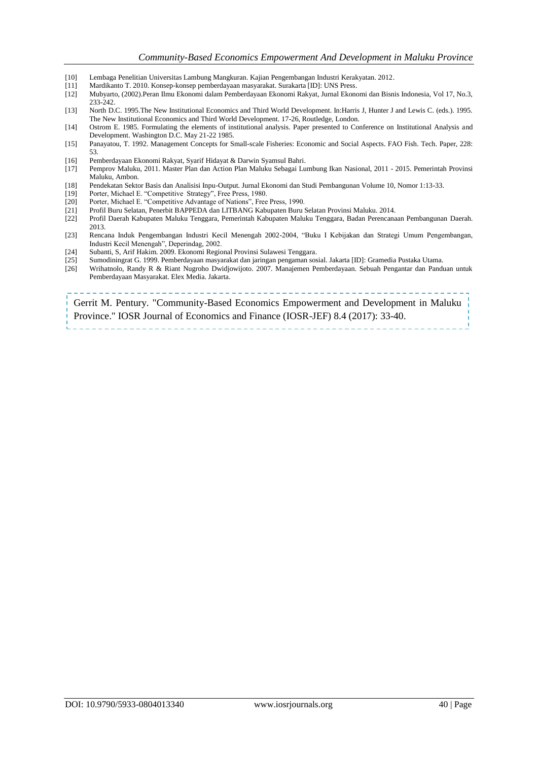[10] Lembaga Penelitian Universitas Lambung Mangkuran. Kajian Pengembangan Industri Kerakyatan. 2012.
[11] Mardikanto T. 2010. Konsep-konsep pemberdayaan masyarakat. Surakarta [ID]: UNS Press.
[12] Mubyarto, (2002).Peran Ilmu Ekonomi dalam Pemberdayaan Ekonomi Rakyat, Jurnal Ekonomi dan Bisnis Indonesia, Vol 17, No.3, 233-242.
[13] North D.C. 1995.The New Institutional Economics and Third World Development. In:Harris J, Hunter J and Lewis C. (eds.). 1995. The New Institutional Economics and Third World Development. 17-26, Routledge, London.
[14] Ostrom E. 1985. Formulating the elements of institutional analysis. Paper presented to Conference on Institutional Analysis and Development. Washington D.C. May 21-22 1985.
[15] Panayatou, T. 1992. Management Concepts for Small-scale Fisheries: Economic and Social Aspects. FAO Fish. Tech. Paper, 228: 53.
[16] Pemberdayaan Ekonomi Rakyat, Syarif Hidayat & Darwin Syamsul Bahri.
[17] Pemprov Maluku, 2011. Master Plan dan Action Plan Maluku Sebagai Lumbung Ikan Nasional, 2011 - 2015. Pemerintah Provinsi Maluku, Ambon.
[18] Pendekatan Sektor Basis dan Analisisi Inpu-Output. Jurnal Ekonomi dan Studi Pembangunan Volume 10, Nomor 1:13-33.
[19] Porter, Michael E. "Competitive Strategy", Free Press, 1980.
[20] Porter, Michael E. "Competitive Advantage of Nations", Free Press, 1990.
[21] Profil Buru Selatan, Penerbit BAPPEDA dan LITBANG Kabupaten Buru Selatan Provinsi Maluku. 2014.
[22] Profil Daerah Kabupaten Maluku Tenggara, Pemerintah Kabupaten Maluku Tenggara, Badan Perencanaan Pembangunan Daerah. 2013.
[23] Rencana Induk Pengembangan Industri Kecil Menengah 2002-2004, "Buku I Kebijakan dan Strategi Umum Pengembangan, Industri Kecil Menengah", Deperindag, 2002.
[24] Subanti, S, Arif Hakim. 2009. Ekonomi Regional Provinsi Sulawesi Tenggara.
[25] Sumodiningrat G. 1999. Pemberdayaan masyarakat dan jaringan pengaman sosial. Jakarta [ID]: Gramedia Pustaka Utama.
[26] Wrihatnolo, Randy R & Riant Nugroho Dwidjowijoto. 2007. Manajemen Pemberdayaan. Sebuah Pengantar dan Panduan untuk Pemberdayaan Masyarakat. Elex Media. Jakarta.

Gerrit M. Pentury. "Community-Based Economics Empowerment and Development in Maluku Province." IOSR Journal of Economics and Finance (IOSR-JEF) 8.4 (2017): 33-40.